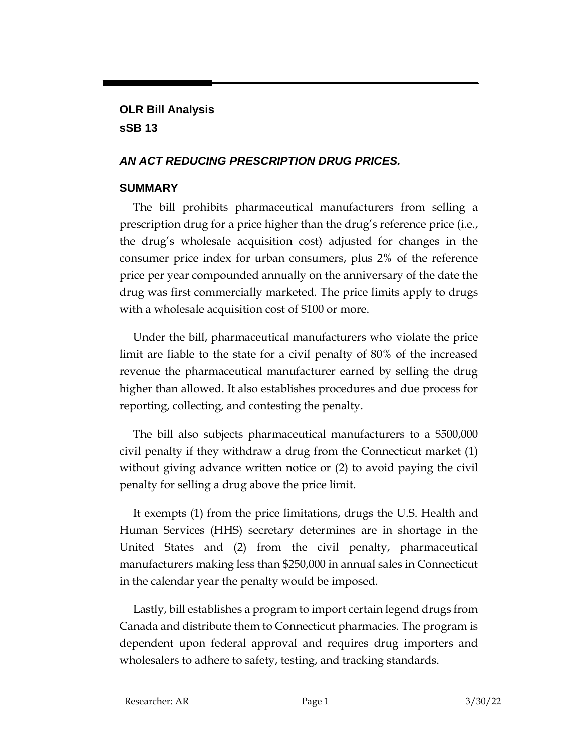**OLR Bill Analysis**
**sSB 13**

***AN ACT REDUCING PRESCRIPTION DRUG PRICES.***

## SUMMARY

The bill prohibits pharmaceutical manufacturers from selling a prescription drug for a price higher than the drug's reference price (i.e., the drug's wholesale acquisition cost) adjusted for changes in the consumer price index for urban consumers, plus 2% of the reference price per year compounded annually on the anniversary of the date the drug was first commercially marketed. The price limits apply to drugs with a wholesale acquisition cost of $100 or more.

Under the bill, pharmaceutical manufacturers who violate the price limit are liable to the state for a civil penalty of 80% of the increased revenue the pharmaceutical manufacturer earned by selling the drug higher than allowed. It also establishes procedures and due process for reporting, collecting, and contesting the penalty.

The bill also subjects pharmaceutical manufacturers to a $500,000 civil penalty if they withdraw a drug from the Connecticut market (1) without giving advance written notice or (2) to avoid paying the civil penalty for selling a drug above the price limit.

It exempts (1) from the price limitations, drugs the U.S. Health and Human Services (HHS) secretary determines are in shortage in the United States and (2) from the civil penalty, pharmaceutical manufacturers making less than $250,000 in annual sales in Connecticut in the calendar year the penalty would be imposed.

Lastly, bill establishes a program to import certain legend drugs from Canada and distribute them to Connecticut pharmacies. The program is dependent upon federal approval and requires drug importers and wholesalers to adhere to safety, testing, and tracking standards.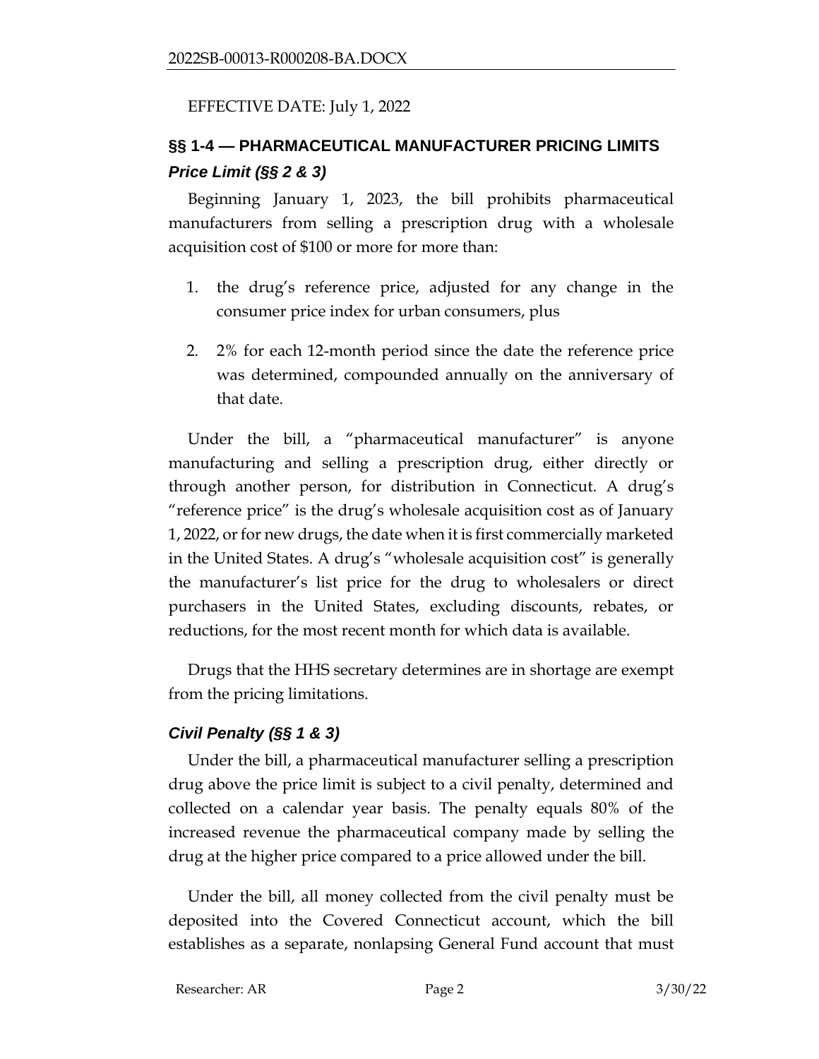EFFECTIVE DATE: July 1, 2022

## §§ 1-4 — PHARMACEUTICAL MANUFACTURER PRICING LIMITS

### *Price Limit (§§ 2 & 3)*

Beginning January 1, 2023, the bill prohibits pharmaceutical manufacturers from selling a prescription drug with a wholesale acquisition cost of $100 or more for more than:

1. the drug's reference price, adjusted for any change in the consumer price index for urban consumers, plus
2. 2% for each 12-month period since the date the reference price was determined, compounded annually on the anniversary of that date.

Under the bill, a "pharmaceutical manufacturer" is anyone manufacturing and selling a prescription drug, either directly or through another person, for distribution in Connecticut. A drug's "reference price" is the drug's wholesale acquisition cost as of January 1, 2022, or for new drugs, the date when it is first commercially marketed in the United States. A drug's "wholesale acquisition cost" is generally the manufacturer's list price for the drug to wholesalers or direct purchasers in the United States, excluding discounts, rebates, or reductions, for the most recent month for which data is available.

Drugs that the HHS secretary determines are in shortage are exempt from the pricing limitations.

### *Civil Penalty (§§ 1 & 3)*

Under the bill, a pharmaceutical manufacturer selling a prescription drug above the price limit is subject to a civil penalty, determined and collected on a calendar year basis. The penalty equals 80% of the increased revenue the pharmaceutical company made by selling the drug at the higher price compared to a price allowed under the bill.

Under the bill, all money collected from the civil penalty must be deposited into the Covered Connecticut account, which the bill establishes as a separate, nonlapsing General Fund account that must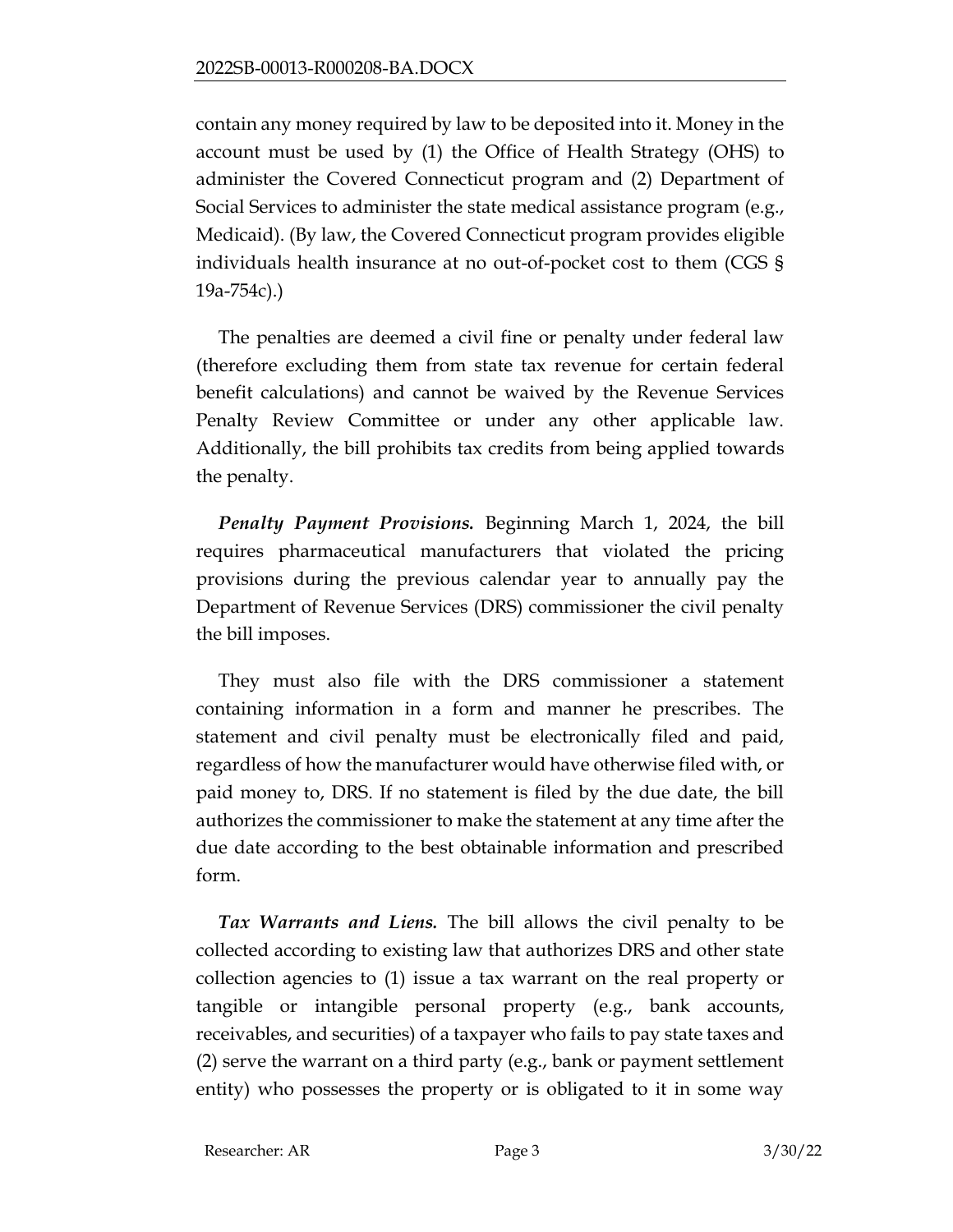contain any money required by law to be deposited into it. Money in the account must be used by (1) the Office of Health Strategy (OHS) to administer the Covered Connecticut program and (2) Department of Social Services to administer the state medical assistance program (e.g., Medicaid). (By law, the Covered Connecticut program provides eligible individuals health insurance at no out-of-pocket cost to them (CGS § 19a-754c).)

The penalties are deemed a civil fine or penalty under federal law (therefore excluding them from state tax revenue for certain federal benefit calculations) and cannot be waived by the Revenue Services Penalty Review Committee or under any other applicable law. Additionally, the bill prohibits tax credits from being applied towards the penalty.

***Penalty Payment Provisions.*** Beginning March 1, 2024, the bill requires pharmaceutical manufacturers that violated the pricing provisions during the previous calendar year to annually pay the Department of Revenue Services (DRS) commissioner the civil penalty the bill imposes.

They must also file with the DRS commissioner a statement containing information in a form and manner he prescribes. The statement and civil penalty must be electronically filed and paid, regardless of how the manufacturer would have otherwise filed with, or paid money to, DRS. If no statement is filed by the due date, the bill authorizes the commissioner to make the statement at any time after the due date according to the best obtainable information and prescribed form.

***Tax Warrants and Liens.*** The bill allows the civil penalty to be collected according to existing law that authorizes DRS and other state collection agencies to (1) issue a tax warrant on the real property or tangible or intangible personal property (e.g., bank accounts, receivables, and securities) of a taxpayer who fails to pay state taxes and (2) serve the warrant on a third party (e.g., bank or payment settlement entity) who possesses the property or is obligated to it in some way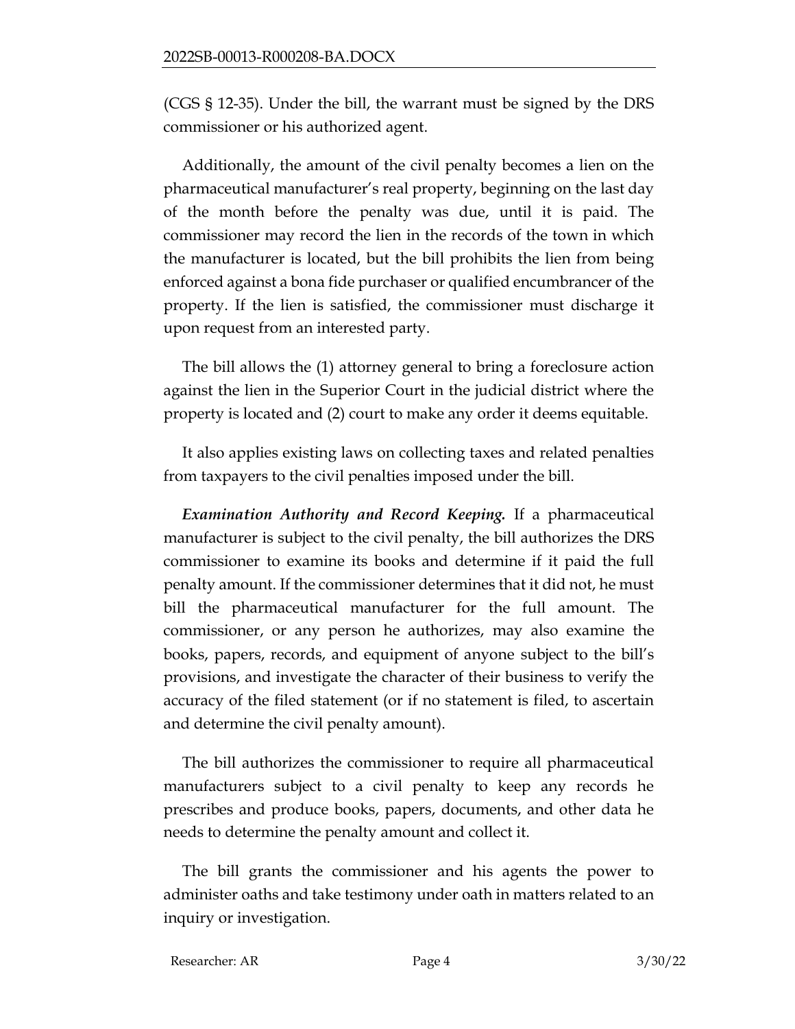(CGS § 12-35). Under the bill, the warrant must be signed by the DRS commissioner or his authorized agent.

Additionally, the amount of the civil penalty becomes a lien on the pharmaceutical manufacturer's real property, beginning on the last day of the month before the penalty was due, until it is paid. The commissioner may record the lien in the records of the town in which the manufacturer is located, but the bill prohibits the lien from being enforced against a bona fide purchaser or qualified encumbrancer of the property. If the lien is satisfied, the commissioner must discharge it upon request from an interested party.

The bill allows the (1) attorney general to bring a foreclosure action against the lien in the Superior Court in the judicial district where the property is located and (2) court to make any order it deems equitable.

It also applies existing laws on collecting taxes and related penalties from taxpayers to the civil penalties imposed under the bill.

***Examination Authority and Record Keeping.*** If a pharmaceutical manufacturer is subject to the civil penalty, the bill authorizes the DRS commissioner to examine its books and determine if it paid the full penalty amount. If the commissioner determines that it did not, he must bill the pharmaceutical manufacturer for the full amount. The commissioner, or any person he authorizes, may also examine the books, papers, records, and equipment of anyone subject to the bill's provisions, and investigate the character of their business to verify the accuracy of the filed statement (or if no statement is filed, to ascertain and determine the civil penalty amount).

The bill authorizes the commissioner to require all pharmaceutical manufacturers subject to a civil penalty to keep any records he prescribes and produce books, papers, documents, and other data he needs to determine the penalty amount and collect it.

The bill grants the commissioner and his agents the power to administer oaths and take testimony under oath in matters related to an inquiry or investigation.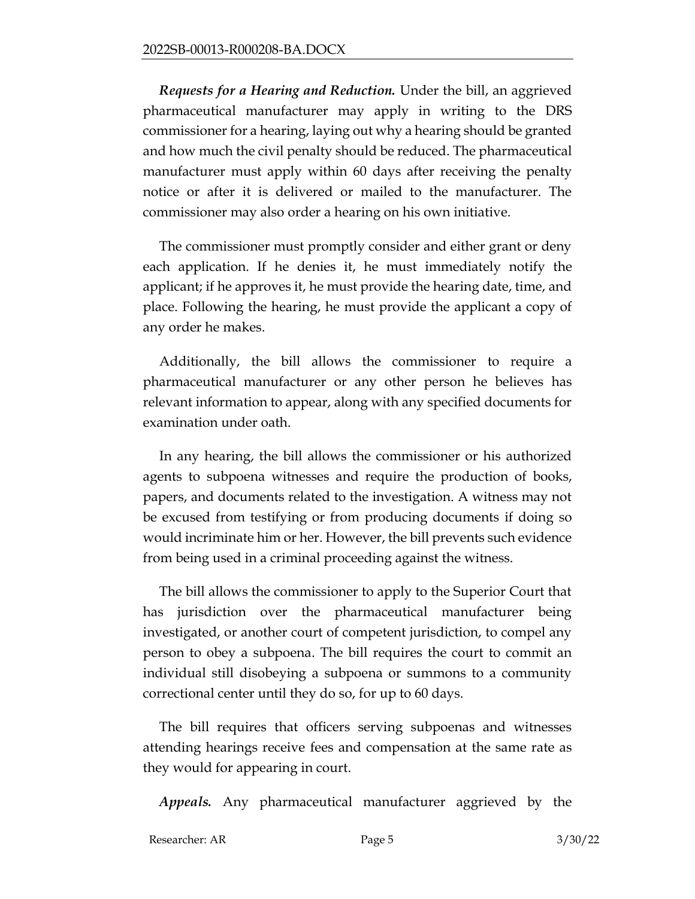***Requests for a Hearing and Reduction.*** Under the bill, an aggrieved pharmaceutical manufacturer may apply in writing to the DRS commissioner for a hearing, laying out why a hearing should be granted and how much the civil penalty should be reduced. The pharmaceutical manufacturer must apply within 60 days after receiving the penalty notice or after it is delivered or mailed to the manufacturer. The commissioner may also order a hearing on his own initiative.

The commissioner must promptly consider and either grant or deny each application. If he denies it, he must immediately notify the applicant; if he approves it, he must provide the hearing date, time, and place. Following the hearing, he must provide the applicant a copy of any order he makes.

Additionally, the bill allows the commissioner to require a pharmaceutical manufacturer or any other person he believes has relevant information to appear, along with any specified documents for examination under oath.

In any hearing, the bill allows the commissioner or his authorized agents to subpoena witnesses and require the production of books, papers, and documents related to the investigation. A witness may not be excused from testifying or from producing documents if doing so would incriminate him or her. However, the bill prevents such evidence from being used in a criminal proceeding against the witness.

The bill allows the commissioner to apply to the Superior Court that has jurisdiction over the pharmaceutical manufacturer being investigated, or another court of competent jurisdiction, to compel any person to obey a subpoena. The bill requires the court to commit an individual still disobeying a subpoena or summons to a community correctional center until they do so, for up to 60 days.

The bill requires that officers serving subpoenas and witnesses attending hearings receive fees and compensation at the same rate as they would for appearing in court.

***Appeals.*** Any pharmaceutical manufacturer aggrieved by the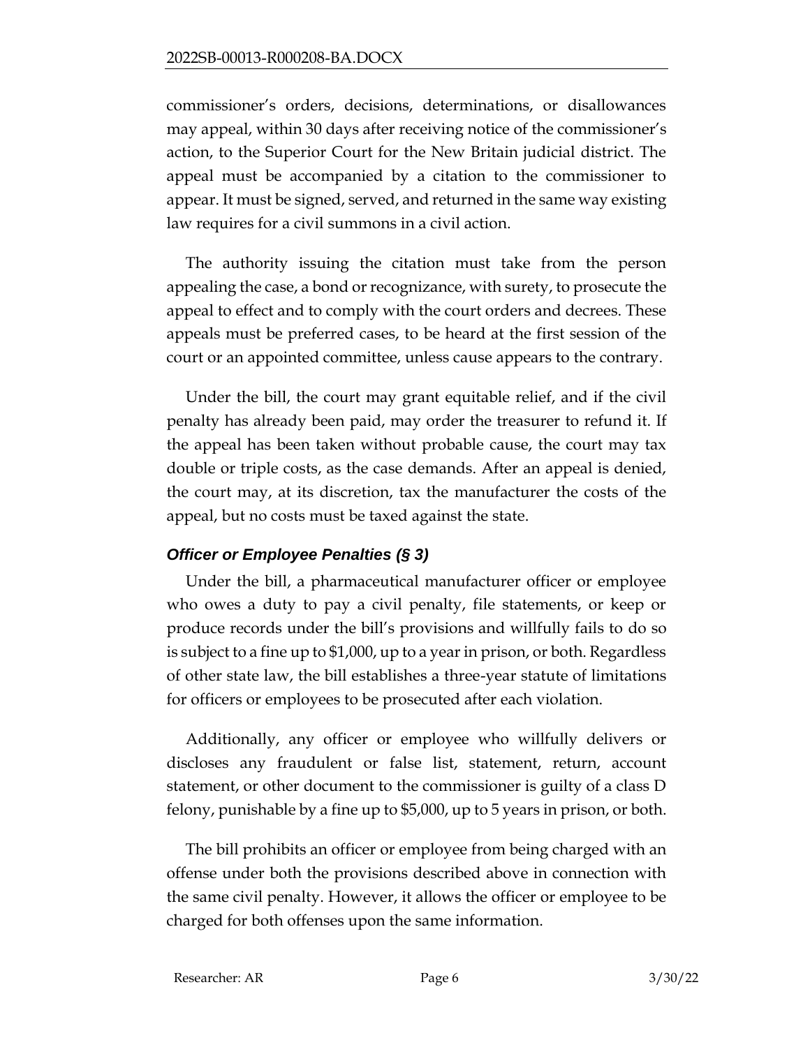commissioner's orders, decisions, determinations, or disallowances may appeal, within 30 days after receiving notice of the commissioner's action, to the Superior Court for the New Britain judicial district. The appeal must be accompanied by a citation to the commissioner to appear. It must be signed, served, and returned in the same way existing law requires for a civil summons in a civil action.

The authority issuing the citation must take from the person appealing the case, a bond or recognizance, with surety, to prosecute the appeal to effect and to comply with the court orders and decrees. These appeals must be preferred cases, to be heard at the first session of the court or an appointed committee, unless cause appears to the contrary.

Under the bill, the court may grant equitable relief, and if the civil penalty has already been paid, may order the treasurer to refund it. If the appeal has been taken without probable cause, the court may tax double or triple costs, as the case demands. After an appeal is denied, the court may, at its discretion, tax the manufacturer the costs of the appeal, but no costs must be taxed against the state.

### *Officer or Employee Penalties (§ 3)*

Under the bill, a pharmaceutical manufacturer officer or employee who owes a duty to pay a civil penalty, file statements, or keep or produce records under the bill's provisions and willfully fails to do so is subject to a fine up to $1,000, up to a year in prison, or both. Regardless of other state law, the bill establishes a three-year statute of limitations for officers or employees to be prosecuted after each violation.

Additionally, any officer or employee who willfully delivers or discloses any fraudulent or false list, statement, return, account statement, or other document to the commissioner is guilty of a class D felony, punishable by a fine up to $5,000, up to 5 years in prison, or both.

The bill prohibits an officer or employee from being charged with an offense under both the provisions described above in connection with the same civil penalty. However, it allows the officer or employee to be charged for both offenses upon the same information.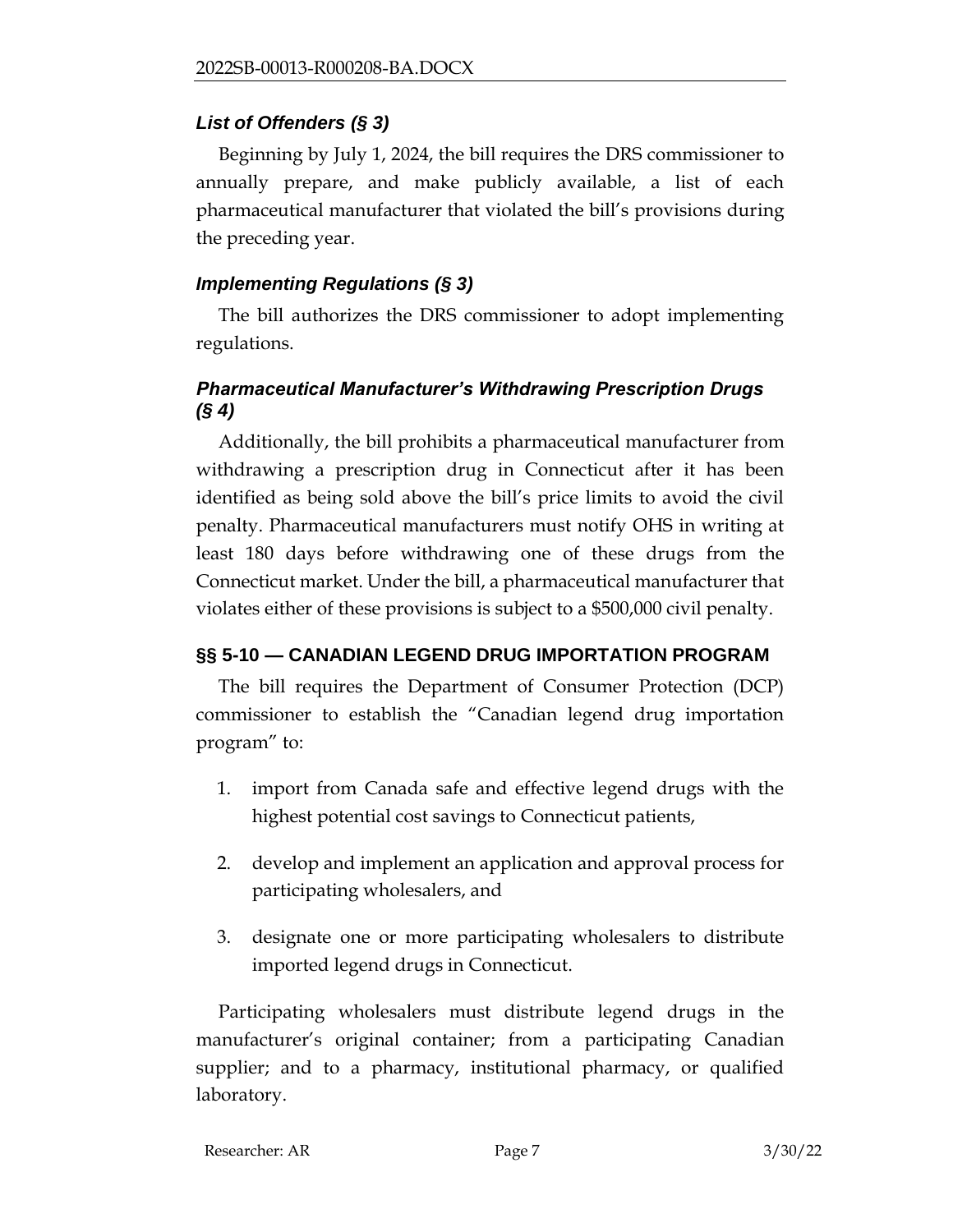### *List of Offenders (§ 3)*

Beginning by July 1, 2024, the bill requires the DRS commissioner to annually prepare, and make publicly available, a list of each pharmaceutical manufacturer that violated the bill's provisions during the preceding year.

### *Implementing Regulations (§ 3)*

The bill authorizes the DRS commissioner to adopt implementing regulations.

### *Pharmaceutical Manufacturer's Withdrawing Prescription Drugs (§ 4)*

Additionally, the bill prohibits a pharmaceutical manufacturer from withdrawing a prescription drug in Connecticut after it has been identified as being sold above the bill's price limits to avoid the civil penalty. Pharmaceutical manufacturers must notify OHS in writing at least 180 days before withdrawing one of these drugs from the Connecticut market. Under the bill, a pharmaceutical manufacturer that violates either of these provisions is subject to a $500,000 civil penalty.

## §§ 5-10 — CANADIAN LEGEND DRUG IMPORTATION PROGRAM

The bill requires the Department of Consumer Protection (DCP) commissioner to establish the "Canadian legend drug importation program" to:

1. import from Canada safe and effective legend drugs with the highest potential cost savings to Connecticut patients,
2. develop and implement an application and approval process for participating wholesalers, and
3. designate one or more participating wholesalers to distribute imported legend drugs in Connecticut.

Participating wholesalers must distribute legend drugs in the manufacturer's original container; from a participating Canadian supplier; and to a pharmacy, institutional pharmacy, or qualified laboratory.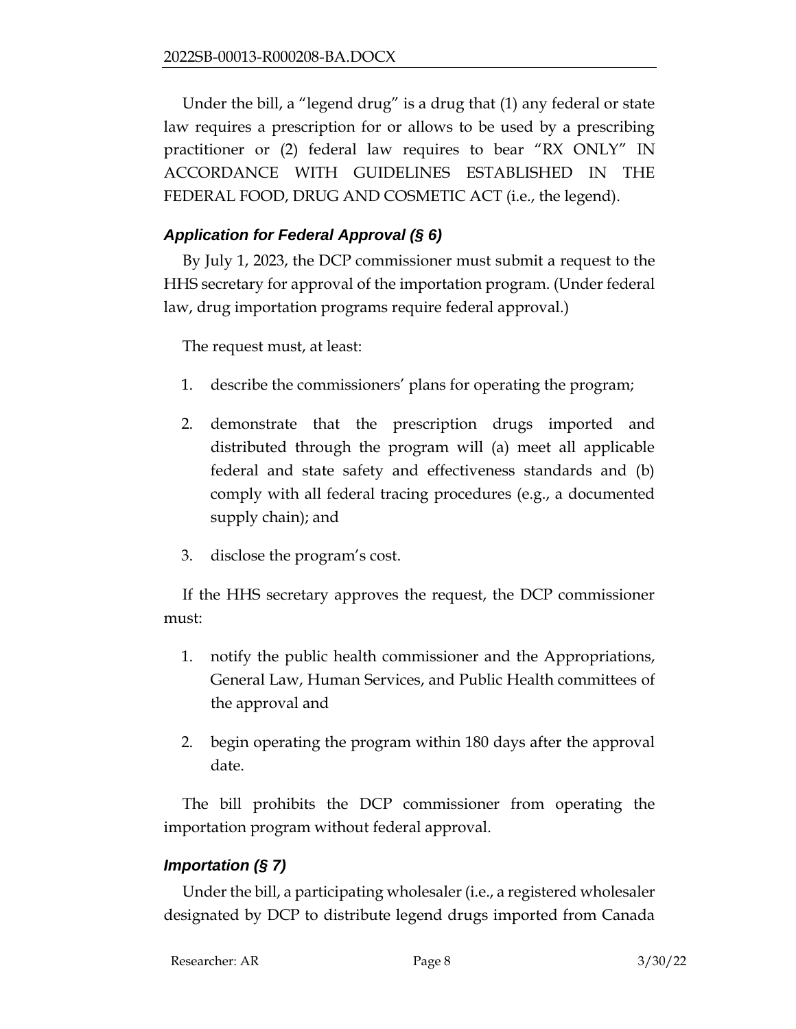Under the bill, a "legend drug" is a drug that (1) any federal or state law requires a prescription for or allows to be used by a prescribing practitioner or (2) federal law requires to bear "RX ONLY" IN ACCORDANCE WITH GUIDELINES ESTABLISHED IN THE FEDERAL FOOD, DRUG AND COSMETIC ACT (i.e., the legend).

### *Application for Federal Approval (§ 6)*

By July 1, 2023, the DCP commissioner must submit a request to the HHS secretary for approval of the importation program. (Under federal law, drug importation programs require federal approval.)

The request must, at least:

1. describe the commissioners' plans for operating the program;
2. demonstrate that the prescription drugs imported and distributed through the program will (a) meet all applicable federal and state safety and effectiveness standards and (b) comply with all federal tracing procedures (e.g., a documented supply chain); and
3. disclose the program's cost.

If the HHS secretary approves the request, the DCP commissioner must:

1. notify the public health commissioner and the Appropriations, General Law, Human Services, and Public Health committees of the approval and
2. begin operating the program within 180 days after the approval date.

The bill prohibits the DCP commissioner from operating the importation program without federal approval.

### *Importation (§ 7)*

Under the bill, a participating wholesaler (i.e., a registered wholesaler designated by DCP to distribute legend drugs imported from Canada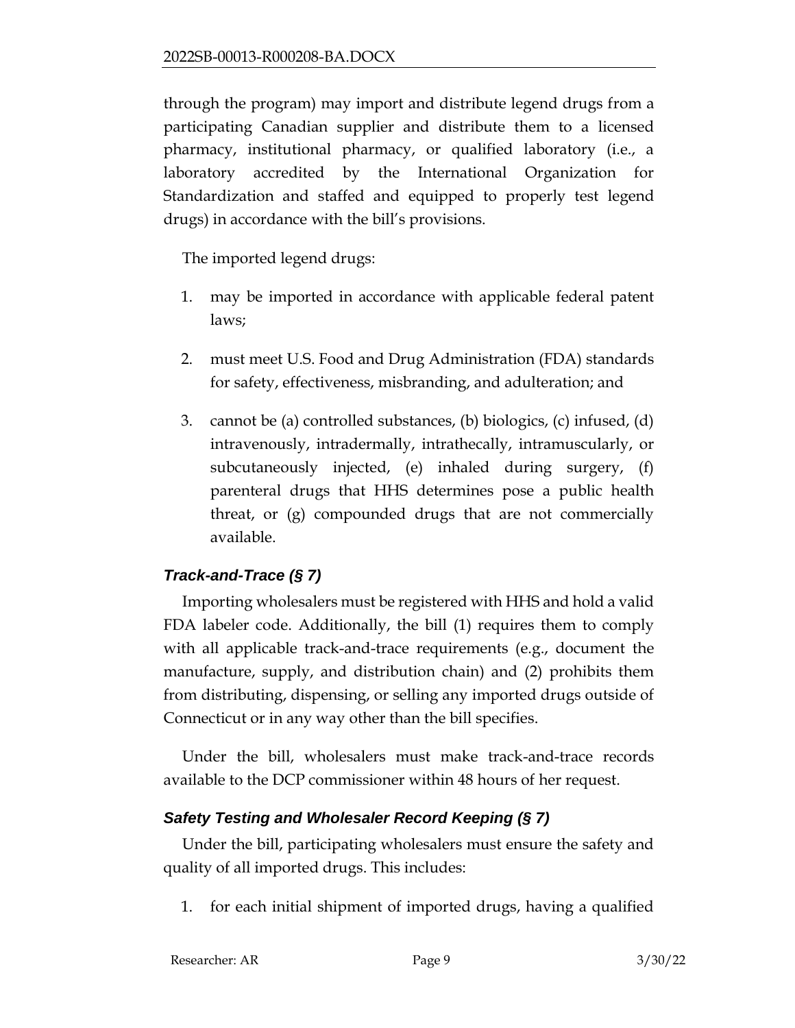through the program) may import and distribute legend drugs from a participating Canadian supplier and distribute them to a licensed pharmacy, institutional pharmacy, or qualified laboratory (i.e., a laboratory accredited by the International Organization for Standardization and staffed and equipped to properly test legend drugs) in accordance with the bill's provisions.

The imported legend drugs:

1. may be imported in accordance with applicable federal patent laws;
2. must meet U.S. Food and Drug Administration (FDA) standards for safety, effectiveness, misbranding, and adulteration; and
3. cannot be (a) controlled substances, (b) biologics, (c) infused, (d) intravenously, intradermally, intrathecally, intramuscularly, or subcutaneously injected, (e) inhaled during surgery, (f) parenteral drugs that HHS determines pose a public health threat, or (g) compounded drugs that are not commercially available.

### *Track-and-Trace (§ 7)*

Importing wholesalers must be registered with HHS and hold a valid FDA labeler code. Additionally, the bill (1) requires them to comply with all applicable track-and-trace requirements (e.g., document the manufacture, supply, and distribution chain) and (2) prohibits them from distributing, dispensing, or selling any imported drugs outside of Connecticut or in any way other than the bill specifies.

Under the bill, wholesalers must make track-and-trace records available to the DCP commissioner within 48 hours of her request.

### *Safety Testing and Wholesaler Record Keeping (§ 7)*

Under the bill, participating wholesalers must ensure the safety and quality of all imported drugs. This includes:

1. for each initial shipment of imported drugs, having a qualified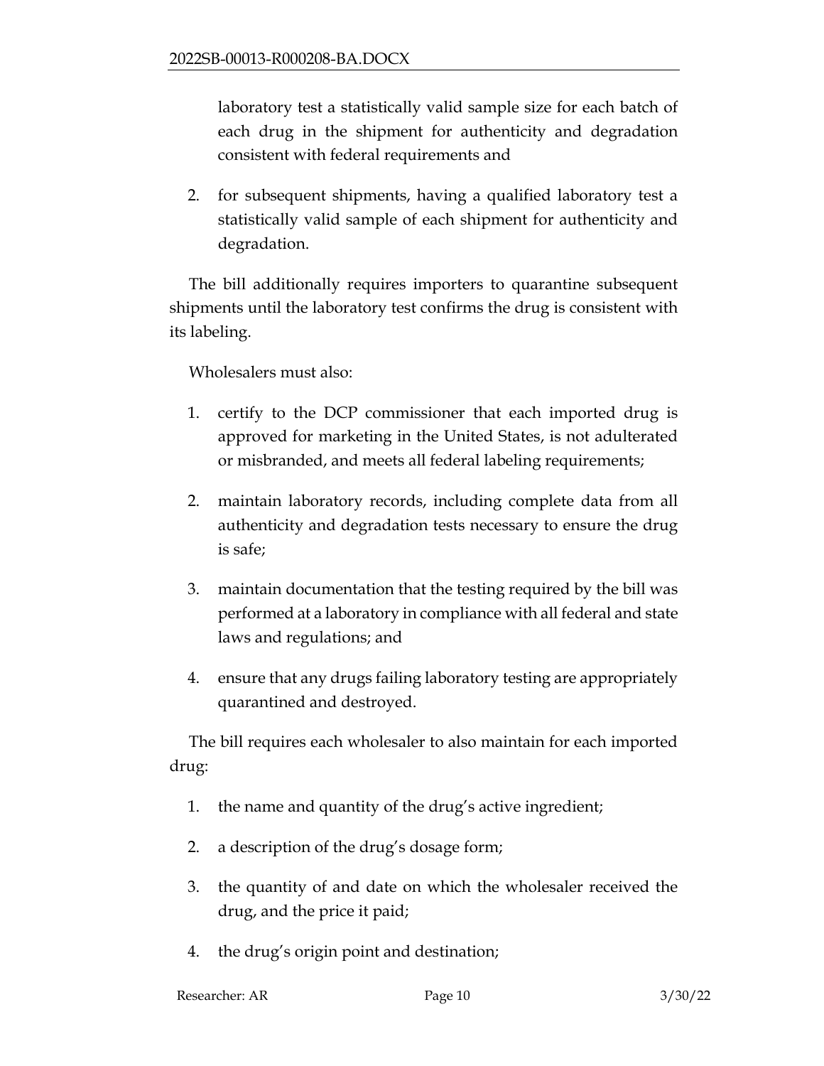laboratory test a statistically valid sample size for each batch of each drug in the shipment for authenticity and degradation consistent with federal requirements and

2. for subsequent shipments, having a qualified laboratory test a statistically valid sample of each shipment for authenticity and degradation.

The bill additionally requires importers to quarantine subsequent shipments until the laboratory test confirms the drug is consistent with its labeling.

Wholesalers must also:

1. certify to the DCP commissioner that each imported drug is approved for marketing in the United States, is not adulterated or misbranded, and meets all federal labeling requirements;

2. maintain laboratory records, including complete data from all authenticity and degradation tests necessary to ensure the drug is safe;

3. maintain documentation that the testing required by the bill was performed at a laboratory in compliance with all federal and state laws and regulations; and

4. ensure that any drugs failing laboratory testing are appropriately quarantined and destroyed.

The bill requires each wholesaler to also maintain for each imported drug:

1. the name and quantity of the drug's active ingredient;

2. a description of the drug's dosage form;

3. the quantity of and date on which the wholesaler received the drug, and the price it paid;

4. the drug's origin point and destination;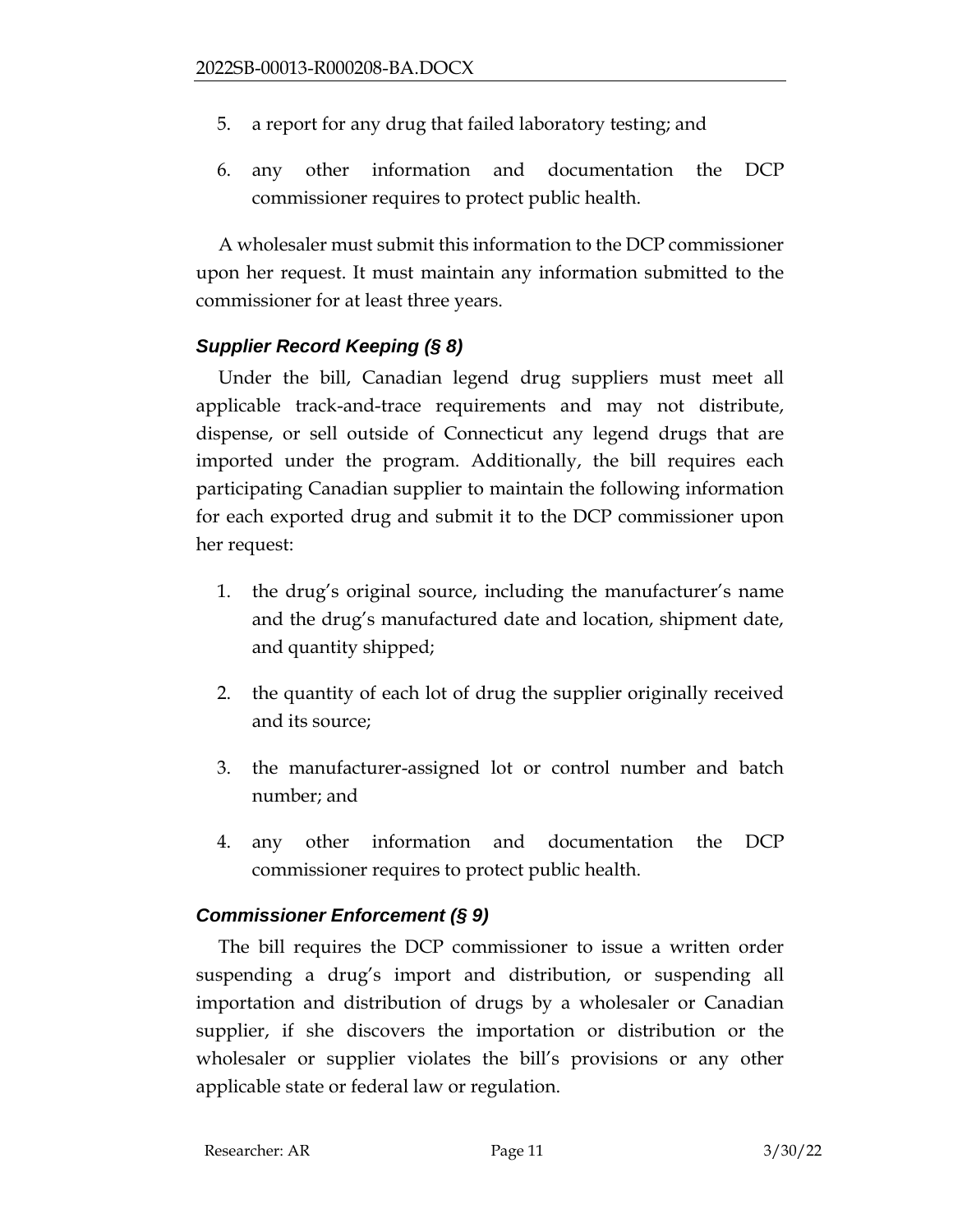5. a report for any drug that failed laboratory testing; and

6. any other information and documentation the DCP commissioner requires to protect public health.

A wholesaler must submit this information to the DCP commissioner upon her request. It must maintain any information submitted to the commissioner for at least three years.

### *Supplier Record Keeping (§ 8)*

Under the bill, Canadian legend drug suppliers must meet all applicable track-and-trace requirements and may not distribute, dispense, or sell outside of Connecticut any legend drugs that are imported under the program. Additionally, the bill requires each participating Canadian supplier to maintain the following information for each exported drug and submit it to the DCP commissioner upon her request:

1. the drug's original source, including the manufacturer's name and the drug's manufactured date and location, shipment date, and quantity shipped;

2. the quantity of each lot of drug the supplier originally received and its source;

3. the manufacturer-assigned lot or control number and batch number; and

4. any other information and documentation the DCP commissioner requires to protect public health.

### *Commissioner Enforcement (§ 9)*

The bill requires the DCP commissioner to issue a written order suspending a drug's import and distribution, or suspending all importation and distribution of drugs by a wholesaler or Canadian supplier, if she discovers the importation or distribution or the wholesaler or supplier violates the bill's provisions or any other applicable state or federal law or regulation.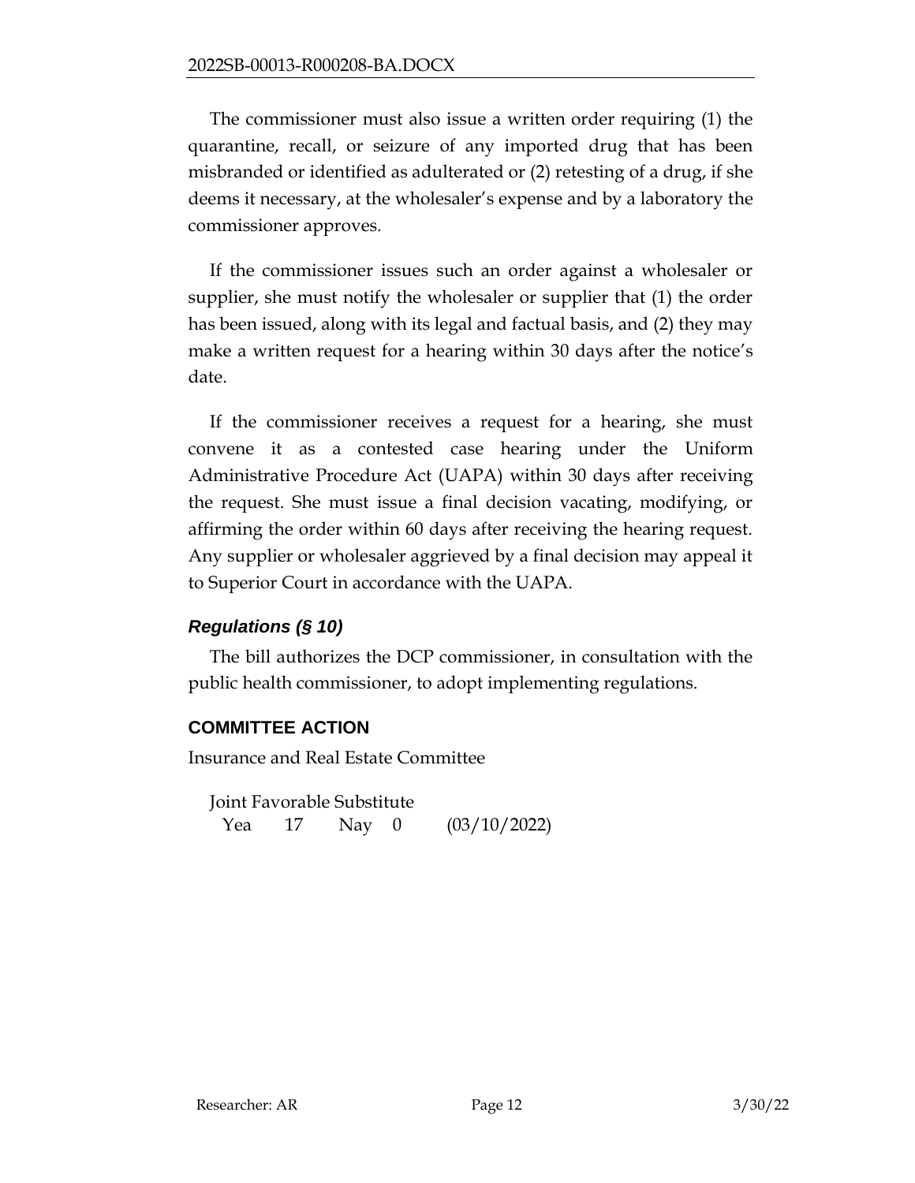The commissioner must also issue a written order requiring (1) the quarantine, recall, or seizure of any imported drug that has been misbranded or identified as adulterated or (2) retesting of a drug, if she deems it necessary, at the wholesaler's expense and by a laboratory the commissioner approves.

If the commissioner issues such an order against a wholesaler or supplier, she must notify the wholesaler or supplier that (1) the order has been issued, along with its legal and factual basis, and (2) they may make a written request for a hearing within 30 days after the notice's date.

If the commissioner receives a request for a hearing, she must convene it as a contested case hearing under the Uniform Administrative Procedure Act (UAPA) within 30 days after receiving the request. She must issue a final decision vacating, modifying, or affirming the order within 60 days after receiving the hearing request. Any supplier or wholesaler aggrieved by a final decision may appeal it to Superior Court in accordance with the UAPA.

### *Regulations (§ 10)*

The bill authorizes the DCP commissioner, in consultation with the public health commissioner, to adopt implementing regulations.

## COMMITTEE ACTION

Insurance and Real Estate Committee

Joint Favorable Substitute
Yea 17 Nay 0 (03/10/2022)